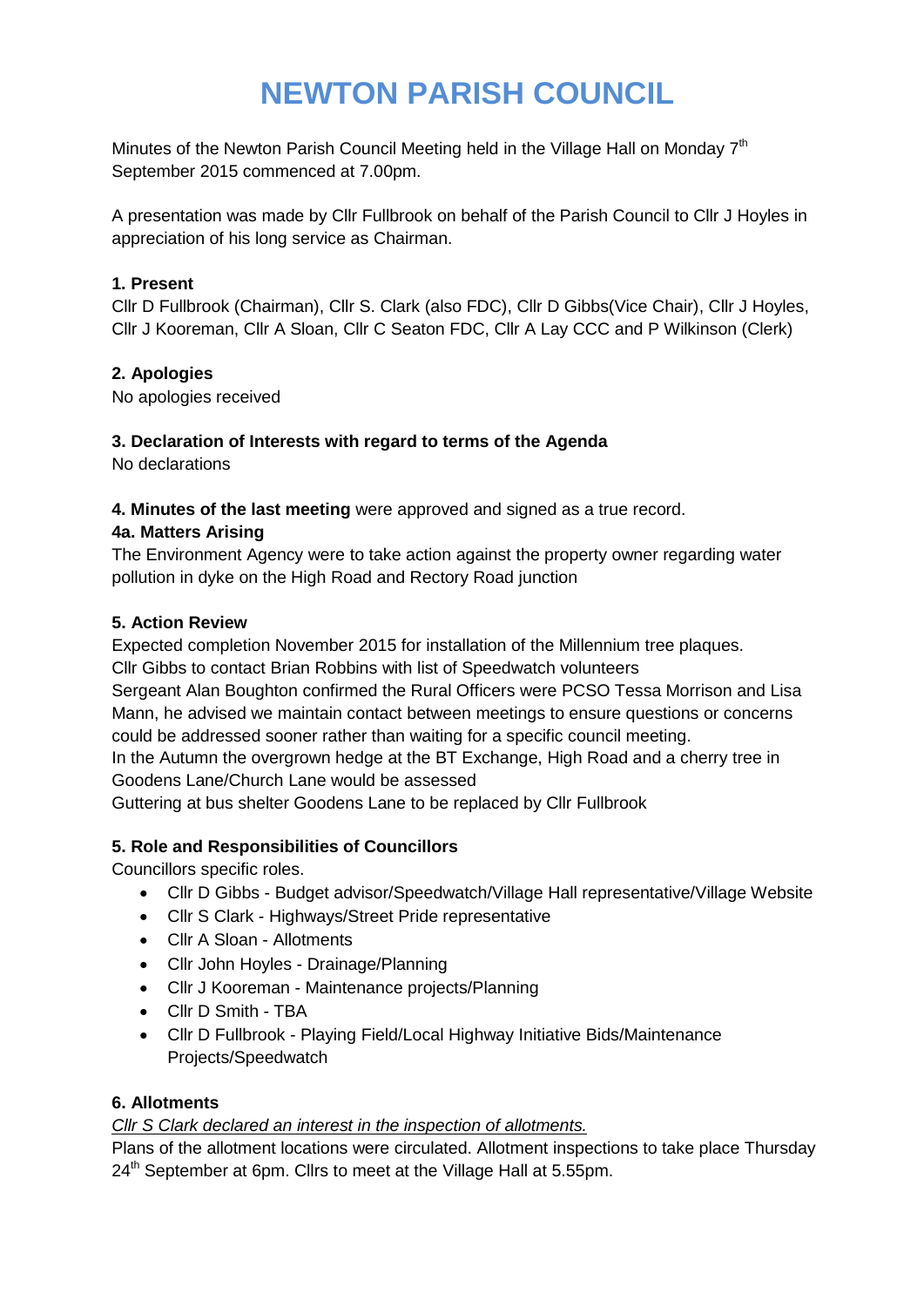# NEWTON PARISH COUNCIL

Minutes of the Newton Parish Council Meeting held in the Village Hall on Monday 7th September 2015 commenced at 7.00pm.

A presentation was made by Cllr Fullbrook on behalf of the Parish Council to Cllr J Hoyles in appreciation of his long service as Chairman.

**1. Present**

Cllr D Fullbrook (Chairman), Cllr S. Clark (also FDC), Cllr D Gibbs(Vice Chair), Cllr J Hoyles, Cllr J Kooreman, Cllr A Sloan, Cllr C Seaton FDC, Cllr A Lay CCC and P Wilkinson (Clerk)

**2. Apologies**

No apologies received

**3. Declaration of Interests with regard to terms of the Agenda**

No declarations

**4. Minutes of the last meeting** were approved and signed as a true record.

**4a. Matters Arising**

The Environment Agency were to take action against the property owner regarding water pollution in dyke on the High Road and Rectory Road junction

**5. Action Review**

Expected completion November 2015 for installation of the Millennium tree plaques.
Cllr Gibbs to contact Brian Robbins with list of Speedwatch volunteers
Sergeant Alan Boughton confirmed the Rural Officers were PCSO Tessa Morrison and Lisa Mann, he advised we maintain contact between meetings to ensure questions or concerns could be addressed sooner rather than waiting for a specific council meeting.
In the Autumn the overgrown hedge at the BT Exchange, High Road and a cherry tree in Goodens Lane/Church Lane would be assessed
Guttering at bus shelter Goodens Lane to be replaced by Cllr Fullbrook

**5. Role and Responsibilities of Councillors**

Councillors specific roles.

- Cllr D Gibbs - Budget advisor/Speedwatch/Village Hall representative/Village Website
- Cllr S Clark - Highways/Street Pride representative
- Cllr A Sloan - Allotments
- Cllr John Hoyles - Drainage/Planning
- Cllr J Kooreman - Maintenance projects/Planning
- Cllr D Smith - TBA
- Cllr D Fullbrook - Playing Field/Local Highway Initiative Bids/Maintenance Projects/Speedwatch

**6. Allotments**

*Cllr S Clark declared an interest in the inspection of allotments.*

Plans of the allotment locations were circulated. Allotment inspections to take place Thursday 24th September at 6pm. Cllrs to meet at the Village Hall at 5.55pm.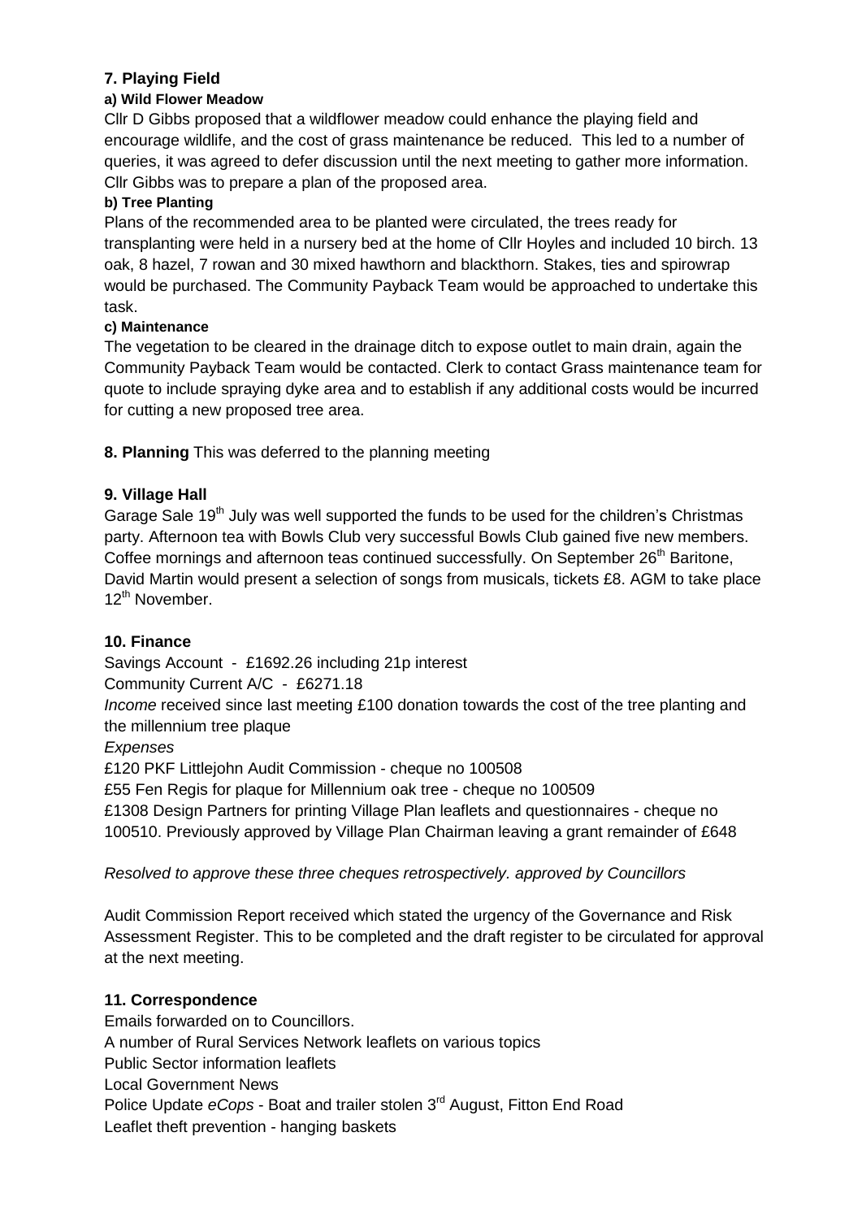## 7. Playing Field

#### a) Wild Flower Meadow

Cllr D Gibbs proposed that a wildflower meadow could enhance the playing field and encourage wildlife, and the cost of grass maintenance be reduced. This led to a number of queries, it was agreed to defer discussion until the next meeting to gather more information. Cllr Gibbs was to prepare a plan of the proposed area.

#### b) Tree Planting

Plans of the recommended area to be planted were circulated, the trees ready for transplanting were held in a nursery bed at the home of Cllr Hoyles and included 10 birch. 13 oak, 8 hazel, 7 rowan and 30 mixed hawthorn and blackthorn. Stakes, ties and spirowrap would be purchased. The Community Payback Team would be approached to undertake this task.

#### c) Maintenance

The vegetation to be cleared in the drainage ditch to expose outlet to main drain, again the Community Payback Team would be contacted. Clerk to contact Grass maintenance team for quote to include spraying dyke area and to establish if any additional costs would be incurred for cutting a new proposed tree area.

**8. Planning** This was deferred to the planning meeting

## 9. Village Hall

Garage Sale 19th July was well supported the funds to be used for the children's Christmas party. Afternoon tea with Bowls Club very successful Bowls Club gained five new members. Coffee mornings and afternoon teas continued successfully. On September 26th Baritone, David Martin would present a selection of songs from musicals, tickets £8. AGM to take place 12th November.

## 10. Finance

Savings Account - £1692.26 including 21p interest
Community Current A/C - £6271.18
*Income* received since last meeting £100 donation towards the cost of the tree planting and the millennium tree plaque
*Expenses*
£120 PKF Littlejohn Audit Commission - cheque no 100508
£55 Fen Regis for plaque for Millennium oak tree - cheque no 100509
£1308 Design Partners for printing Village Plan leaflets and questionnaires - cheque no 100510. Previously approved by Village Plan Chairman leaving a grant remainder of £648

*Resolved to approve these three cheques retrospectively. approved by Councillors*

Audit Commission Report received which stated the urgency of the Governance and Risk Assessment Register. This to be completed and the draft register to be circulated for approval at the next meeting.

## 11. Correspondence

Emails forwarded on to Councillors.
A number of Rural Services Network leaflets on various topics
Public Sector information leaflets
Local Government News
Police Update *eCops* - Boat and trailer stolen 3rd August, Fitton End Road
Leaflet theft prevention - hanging baskets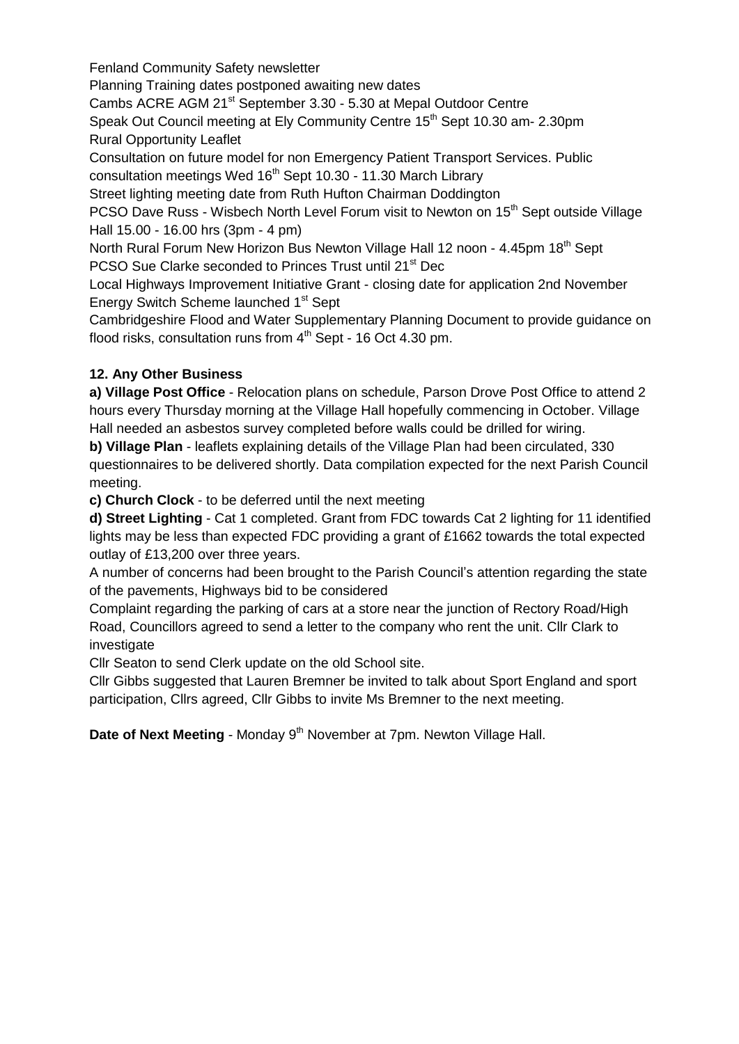Fenland Community Safety newsletter
Planning Training dates postponed awaiting new dates
Cambs ACRE AGM 21st September 3.30 - 5.30 at Mepal Outdoor Centre
Speak Out Council meeting at Ely Community Centre 15th Sept 10.30 am- 2.30pm
Rural Opportunity Leaflet
Consultation on future model for non Emergency Patient Transport Services. Public consultation meetings Wed 16th Sept 10.30 - 11.30 March Library
Street lighting meeting date from Ruth Hufton Chairman Doddington
PCSO Dave Russ - Wisbech North Level Forum visit to Newton on 15th Sept outside Village Hall 15.00 - 16.00 hrs (3pm - 4 pm)
North Rural Forum New Horizon Bus Newton Village Hall 12 noon - 4.45pm 18th Sept
PCSO Sue Clarke seconded to Princes Trust until 21st Dec
Local Highways Improvement Initiative Grant - closing date for application 2nd November
Energy Switch Scheme launched 1st Sept
Cambridgeshire Flood and Water Supplementary Planning Document to provide guidance on flood risks, consultation runs from 4th Sept - 16 Oct 4.30 pm.

**12. Any Other Business**

**a) Village Post Office** - Relocation plans on schedule, Parson Drove Post Office to attend 2 hours every Thursday morning at the Village Hall hopefully commencing in October. Village Hall needed an asbestos survey completed before walls could be drilled for wiring.

**b) Village Plan** - leaflets explaining details of the Village Plan had been circulated, 330 questionnaires to be delivered shortly. Data compilation expected for the next Parish Council meeting.

**c) Church Clock** - to be deferred until the next meeting

**d) Street Lighting** - Cat 1 completed. Grant from FDC towards Cat 2 lighting for 11 identified lights may be less than expected FDC providing a grant of £1662 towards the total expected outlay of £13,200 over three years.

A number of concerns had been brought to the Parish Council's attention regarding the state of the pavements, Highways bid to be considered

Complaint regarding the parking of cars at a store near the junction of Rectory Road/High Road, Councillors agreed to send a letter to the company who rent the unit. Cllr Clark to investigate

Cllr Seaton to send Clerk update on the old School site.

Cllr Gibbs suggested that Lauren Bremner be invited to talk about Sport England and sport participation, Cllrs agreed, Cllr Gibbs to invite Ms Bremner to the next meeting.

**Date of Next Meeting** - Monday 9th November at 7pm. Newton Village Hall.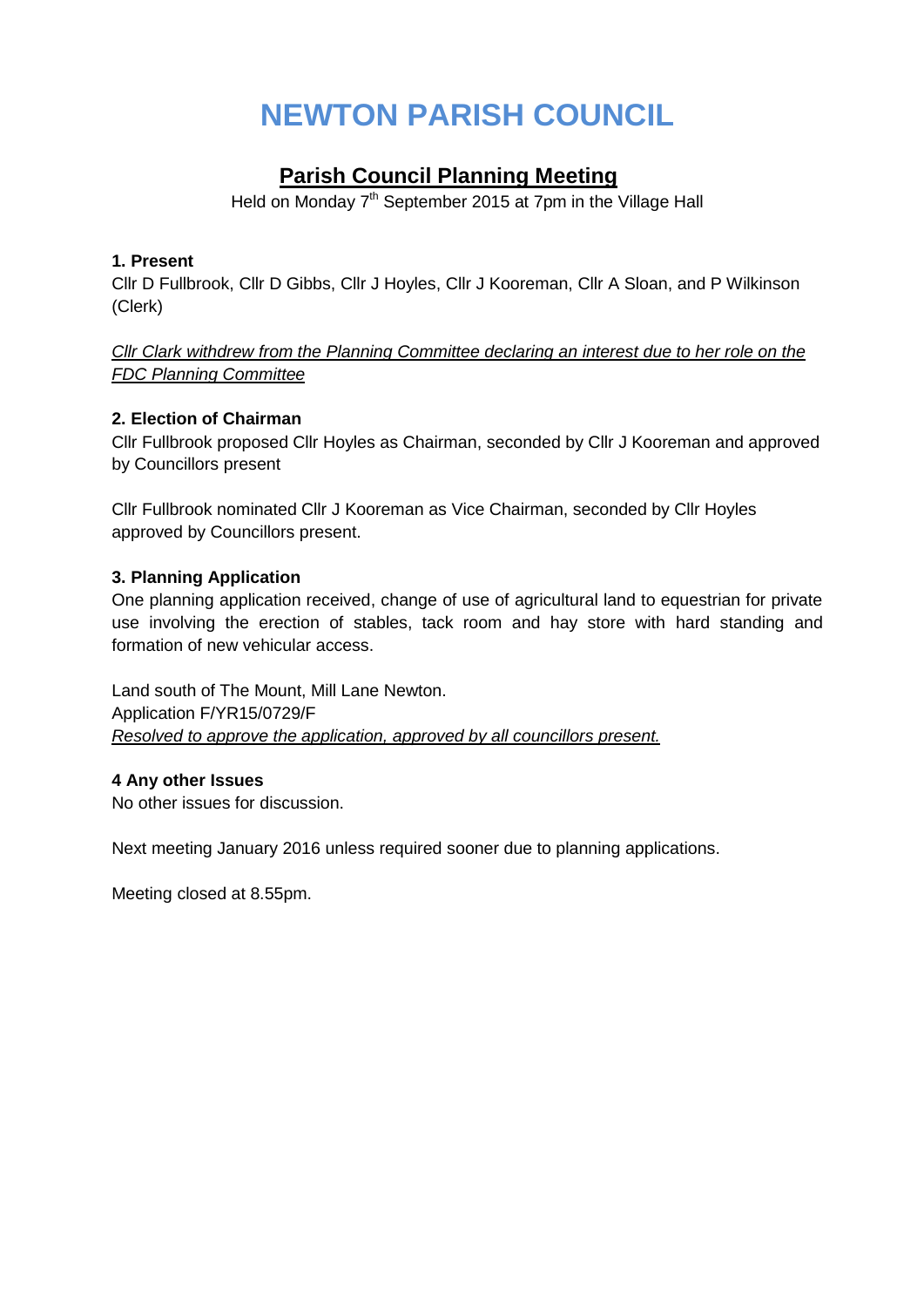# NEWTON PARISH COUNCIL

## Parish Council Planning Meeting

Held on Monday 7th September 2015 at 7pm in the Village Hall

**1. Present**

Cllr D Fullbrook, Cllr D Gibbs, Cllr J Hoyles, Cllr J Kooreman, Cllr A Sloan, and P Wilkinson (Clerk)

*Cllr Clark withdrew from the Planning Committee declaring an interest due to her role on the FDC Planning Committee*

**2. Election of Chairman**

Cllr Fullbrook proposed Cllr Hoyles as Chairman, seconded by Cllr J Kooreman and approved by Councillors present

Cllr Fullbrook nominated Cllr J Kooreman as Vice Chairman, seconded by Cllr Hoyles approved by Councillors present.

**3. Planning Application**

One planning application received, change of use of agricultural land to equestrian for private use involving the erection of stables, tack room and hay store with hard standing and formation of new vehicular access.

Land south of The Mount, Mill Lane Newton.
Application F/YR15/0729/F
*Resolved to approve the application, approved by all councillors present.*

**4 Any other Issues**

No other issues for discussion.

Next meeting January 2016 unless required sooner due to planning applications.

Meeting closed at 8.55pm.